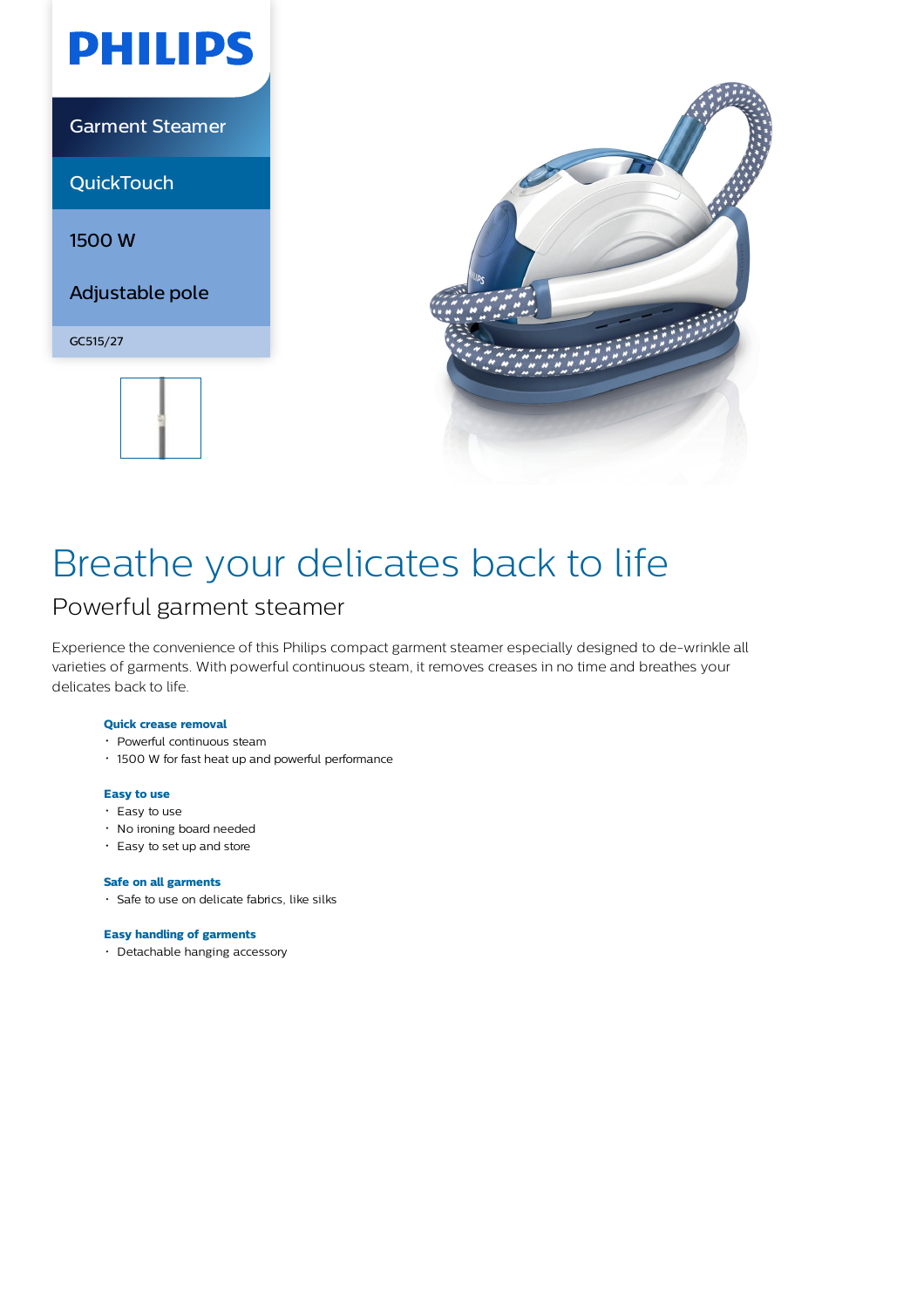PHILIPS

Garment Steamer

QuickTouch

1500 W

Adjustable pole

GC515/27

# Breathe your delicates back to life

## Powerful garment steamer

Experience the convenience of this Philips compact garment steamer especially designed to de-wrinkle all varieties of garments. With powerful continuous steam, it removes creases in no time and breathes your delicates back to life.

**Quick crease removal**
- Powerful continuous steam
- 1500 W for fast heat up and powerful performance

**Easy to use**
- Easy to use
- No ironing board needed
- Easy to set up and store

**Safe on all garments**
- Safe to use on delicate fabrics, like silks

**Easy handling of garments**
- Detachable hanging accessory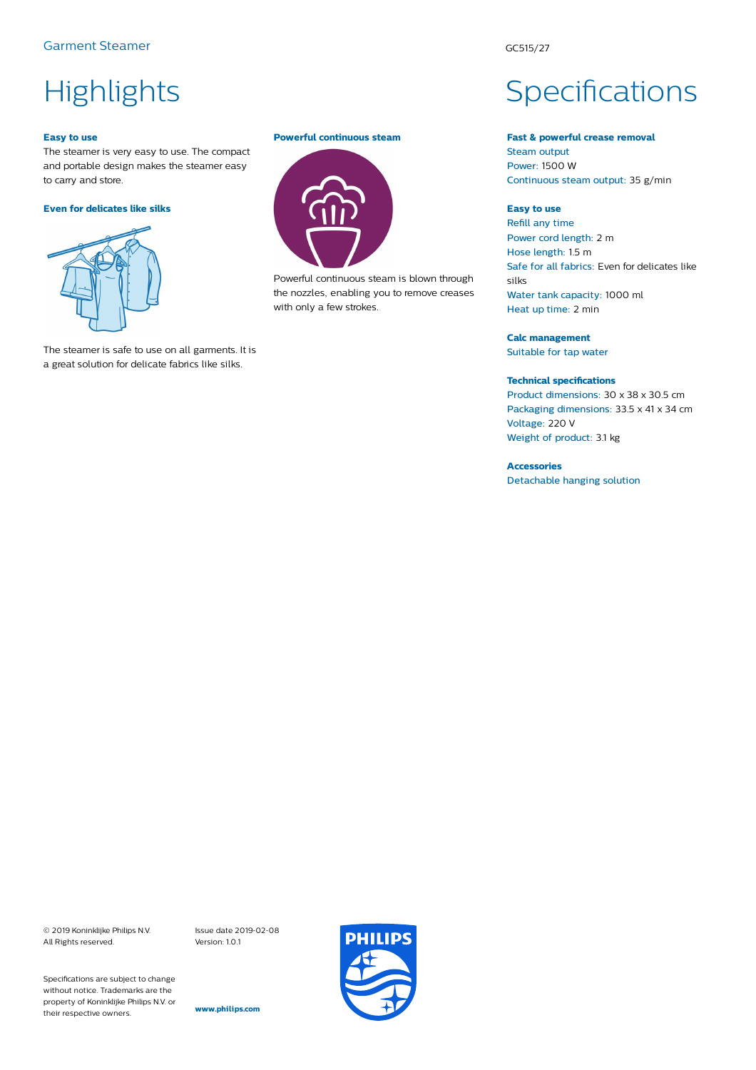Garment Steamer

GC515/27

# Highlights

### Easy to use

The steamer is very easy to use. The compact and portable design makes the steamer easy to carry and store.

### Even for delicates like silks

The steamer is safe to use on all garments. It is a great solution for delicate fabrics like silks.

### Powerful continuous steam

Powerful continuous steam is blown through the nozzles, enabling you to remove creases with only a few strokes.

# Specifications

### Fast & powerful crease removal

- Steam output
- Power: 1500 W
- Continuous steam output: 35 g/min

### Easy to use

- Refill any time
- Power cord length: 2 m
- Hose length: 1.5 m
- Safe for all fabrics: Even for delicates like silks
- Water tank capacity: 1000 ml
- Heat up time: 2 min

### Calc management

- Suitable for tap water

### Technical specifications

- Product dimensions: 30 x 38 x 30.5 cm
- Packaging dimensions: 33.5 x 41 x 34 cm
- Voltage: 220 V
- Weight of product: 3.1 kg

### Accessories

- Detachable hanging solution

© 2019 Koninklijke Philips N.V.
All Rights reserved.

Issue date 2019-02-08
Version: 1.0.1

Specifications are subject to change without notice. Trademarks are the property of Koninklijke Philips N.V. or their respective owners.

www.philips.com